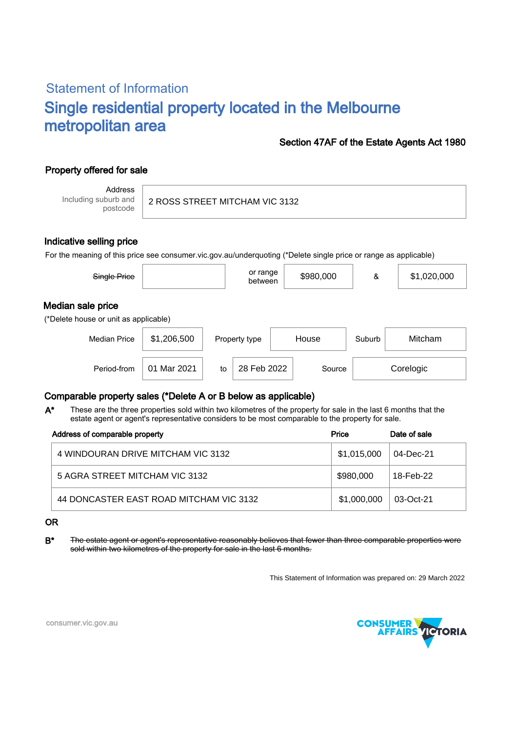## Statement of Information

# Single residential property located in the Melbourne metropolitan area

**Section 47AF of the Estate Agents Act 1980**

### Property offered for sale

| Address Including suburb and postcode | 2 ROSS STREET MITCHAM VIC 3132 |
|---|---|

### Indicative selling price

For the meaning of this price see consumer.vic.gov.au/underquoting (*Delete single price or range as applicable)

| ~~Single Price~~ | | or range between | $980,000 | & | $1,020,000 |
|---|---|---|---|---|---|

### Median sale price

(*Delete house or unit as applicable)

| Median Price | $1,206,500 | Property type | House | Suburb | Mitcham |
|---|---|---|---|---|---|
| Period-from | 01 Mar 2021 | to | 28 Feb 2022 | Source | Corelogic |

### Comparable property sales (*Delete A or B below as applicable)

**A*** These are the three properties sold within two kilometres of the property for sale in the last 6 months that the estate agent or agent's representative considers to be most comparable to the property for sale.

| Address of comparable property | Price | Date of sale |
|---|---|---|
| 4 WINDOURAN DRIVE MITCHAM VIC 3132 | $1,015,000 | 04-Dec-21 |
| 5 AGRA STREET MITCHAM VIC 3132 | $980,000 | 18-Feb-22 |
| 44 DONCASTER EAST ROAD MITCHAM VIC 3132 | $1,000,000 | 03-Oct-21 |

**OR**

**B*** ~~The estate agent or agent's representative reasonably believes that fewer than three comparable properties were sold within two kilometres of the property for sale in the last 6 months.~~

This Statement of Information was prepared on: 29 March 2022

consumer.vic.gov.au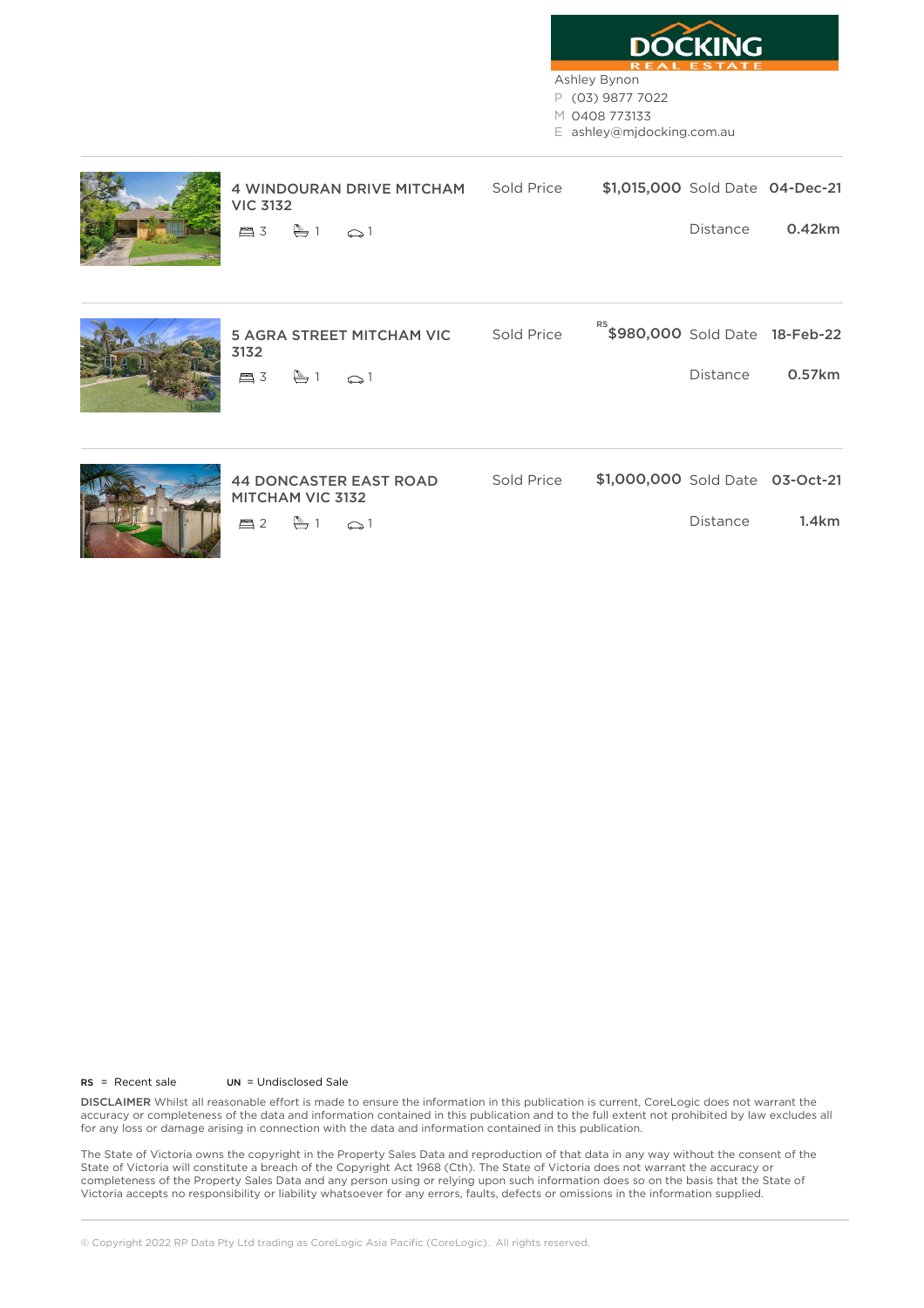**DOCKING REAL ESTATE**

Ashley Bynon
P (03) 9877 7022
M 0408 773133
E ashley@mjdocking.com.au

| | | | | |
|---|---|---|---|---|
| **4 WINDOURAN DRIVE MITCHAM VIC 3132** | Sold Price | **$1,015,000** | Sold Date | **04-Dec-21** |
| 3 bed, 1 bath, 1 car | | | Distance | **0.42km** |
| **5 AGRA STREET MITCHAM VIC 3132** | Sold Price | RS **$980,000** | Sold Date | **18-Feb-22** |
| 3 bed, 1 bath, 1 car | | | Distance | **0.57km** |
| **44 DONCASTER EAST ROAD MITCHAM VIC 3132** | Sold Price | **$1,000,000** | Sold Date | **03-Oct-21** |
| 2 bed, 1 bath, 1 car | | | Distance | **1.4km** |

**RS** = Recent sale **UN** = Undisclosed Sale

**DISCLAIMER** Whilst all reasonable effort is made to ensure the information in this publication is current, CoreLogic does not warrant the accuracy or completeness of the data and information contained in this publication and to the full extent not prohibited by law excludes all for any loss or damage arising in connection with the data and information contained in this publication.

The State of Victoria owns the copyright in the Property Sales Data and reproduction of that data in any way without the consent of the State of Victoria will constitute a breach of the Copyright Act 1968 (Cth). The State of Victoria does not warrant the accuracy or completeness of the Property Sales Data and any person using or relying upon such information does so on the basis that the State of Victoria accepts no responsibility or liability whatsoever for any errors, faults, defects or omissions in the information supplied.

© Copyright 2022 RP Data Pty Ltd trading as CoreLogic Asia Pacific (CoreLogic). All rights reserved.